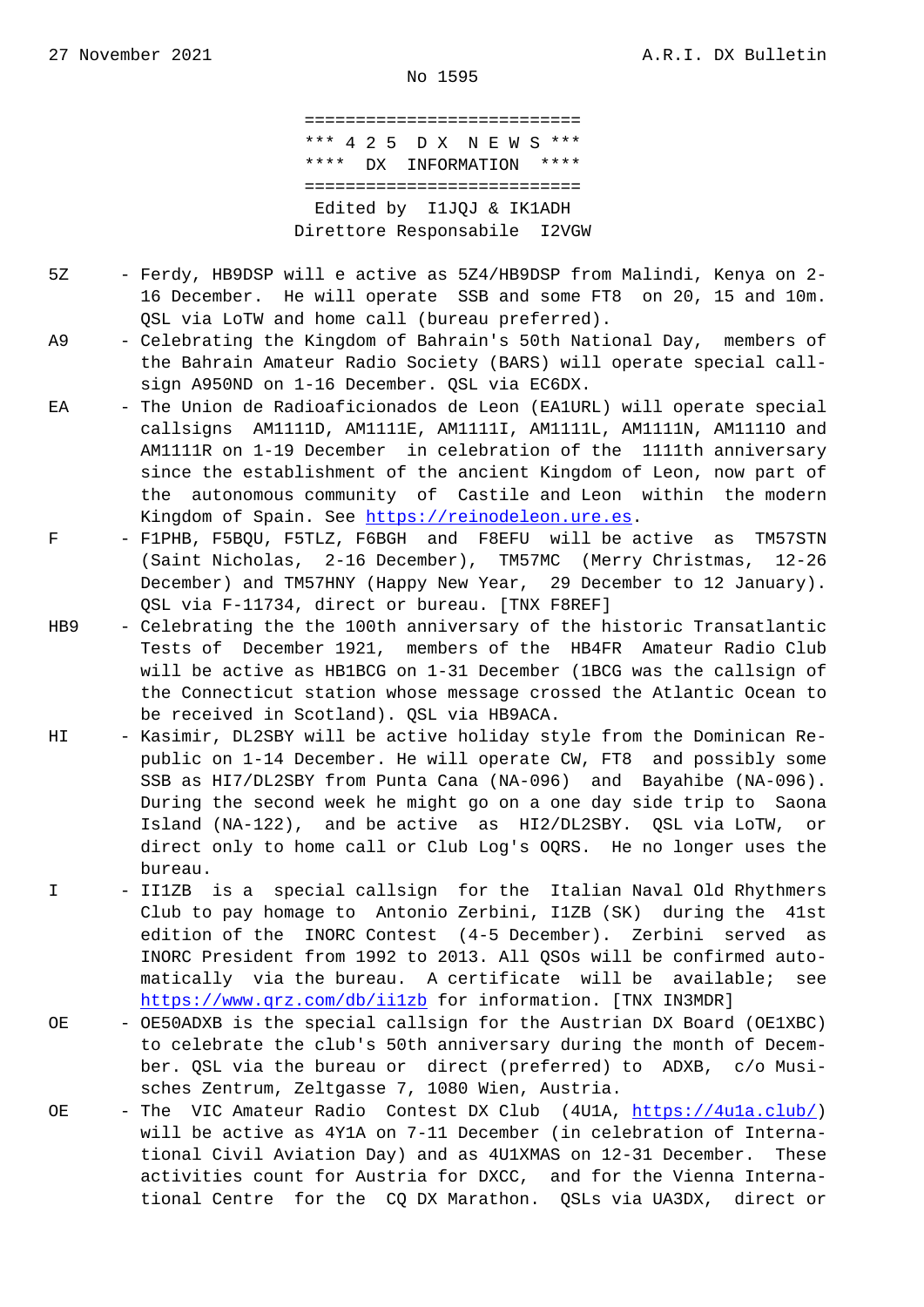27 November 2021 A.R.I. DX Bulletin

No 1595

===========================
*** 4 2 5 D X N E W S ***
**** DX INFORMATION ****
===========================
Edited by I1JQJ & IK1ADH
Direttore Responsabile I2VGW

5Z - Ferdy, HB9DSP will e active as 5Z4/HB9DSP from Malindi, Kenya on 2-16 December. He will operate SSB and some FT8 on 20, 15 and 10m. QSL via LoTW and home call (bureau preferred).

A9 - Celebrating the Kingdom of Bahrain's 50th National Day, members of the Bahrain Amateur Radio Society (BARS) will operate special callsign A950ND on 1-16 December. QSL via EC6DX.

EA - The Union de Radioaficionados de Leon (EA1URL) will operate special callsigns AM1111D, AM1111E, AM1111I, AM1111L, AM1111N, AM1111O and AM1111R on 1-19 December in celebration of the 1111th anniversary since the establishment of the ancient Kingdom of Leon, now part of the autonomous community of Castile and Leon within the modern Kingdom of Spain. See https://reinodeleon.ure.es.

F - F1PHB, F5BQU, F5TLZ, F6BGH and F8EFU will be active as TM57STN (Saint Nicholas, 2-16 December), TM57MC (Merry Christmas, 12-26 December) and TM57HNY (Happy New Year, 29 December to 12 January). QSL via F-11734, direct or bureau. [TNX F8REF]

HB9 - Celebrating the the 100th anniversary of the historic Transatlantic Tests of December 1921, members of the HB4FR Amateur Radio Club will be active as HB1BCG on 1-31 December (1BCG was the callsign of the Connecticut station whose message crossed the Atlantic Ocean to be received in Scotland). QSL via HB9ACA.

HI - Kasimir, DL2SBY will be active holiday style from the Dominican Republic on 1-14 December. He will operate CW, FT8 and possibly some SSB as HI7/DL2SBY from Punta Cana (NA-096) and Bayahibe (NA-096). During the second week he might go on a one day side trip to Saona Island (NA-122), and be active as HI2/DL2SBY. QSL via LoTW, or direct only to home call or Club Log's OQRS. He no longer uses the bureau.

I - II1ZB is a special callsign for the Italian Naval Old Rhythmers Club to pay homage to Antonio Zerbini, I1ZB (SK) during the 41st edition of the INORC Contest (4-5 December). Zerbini served as INORC President from 1992 to 2013. All QSOs will be confirmed automatically via the bureau. A certificate will be available; see https://www.qrz.com/db/ii1zb for information. [TNX IN3MDR]

OE - OE50ADXB is the special callsign for the Austrian DX Board (OE1XBC) to celebrate the club's 50th anniversary during the month of December. QSL via the bureau or direct (preferred) to ADXB, c/o Musisches Zentrum, Zeltgasse 7, 1080 Wien, Austria.

OE - The VIC Amateur Radio Contest DX Club (4U1A, https://4u1a.club/) will be active as 4Y1A on 7-11 December (in celebration of International Civil Aviation Day) and as 4U1XMAS on 12-31 December. These activities count for Austria for DXCC, and for the Vienna International Centre for the CQ DX Marathon. QSLs via UA3DX, direct or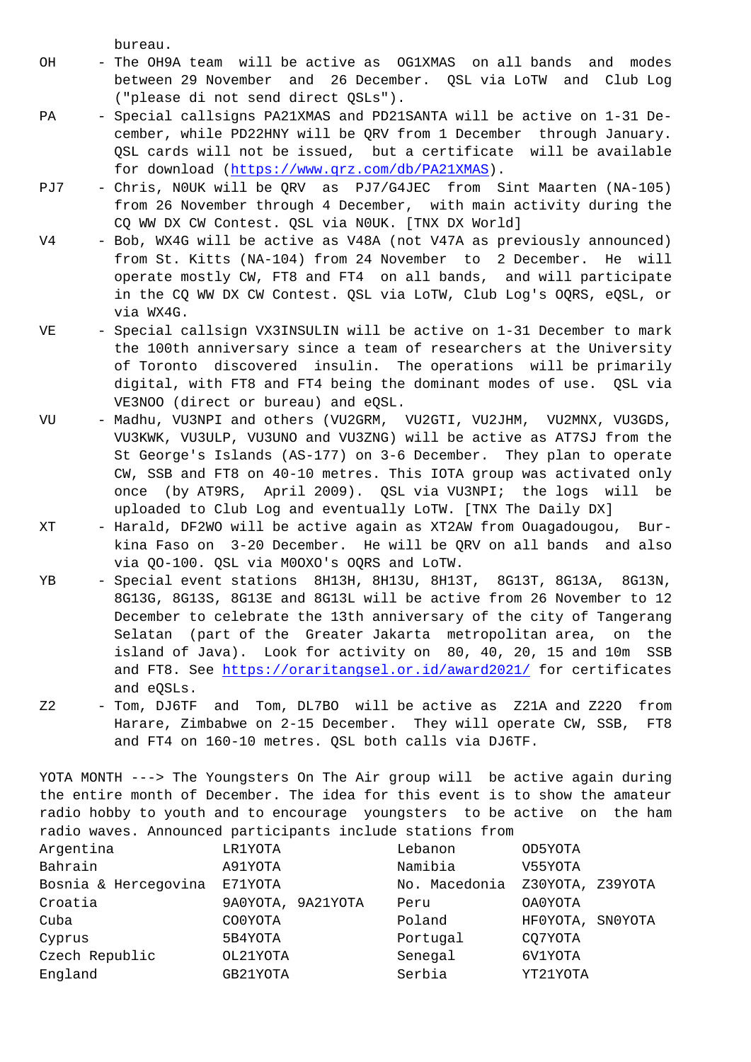bureau.

OH - The OH9A team will be active as OG1XMAS on all bands and modes between 29 November and 26 December. QSL via LoTW and Club Log ("please di not send direct QSLs").

PA - Special callsigns PA21XMAS and PD21SANTA will be active on 1-31 December, while PD22HNY will be QRV from 1 December through January. QSL cards will not be issued, but a certificate will be available for download (https://www.qrz.com/db/PA21XMAS).

PJ7 - Chris, N0UK will be QRV as PJ7/G4JEC from Sint Maarten (NA-105) from 26 November through 4 December, with main activity during the CQ WW DX CW Contest. QSL via N0UK. [TNX DX World]

V4 - Bob, WX4G will be active as V48A (not V47A as previously announced) from St. Kitts (NA-104) from 24 November to 2 December. He will operate mostly CW, FT8 and FT4 on all bands, and will participate in the CQ WW DX CW Contest. QSL via LoTW, Club Log's OQRS, eQSL, or via WX4G.

VE - Special callsign VX3INSULIN will be active on 1-31 December to mark the 100th anniversary since a team of researchers at the University of Toronto discovered insulin. The operations will be primarily digital, with FT8 and FT4 being the dominant modes of use. QSL via VE3NOO (direct or bureau) and eQSL.

VU - Madhu, VU3NPI and others (VU2GRM, VU2GTI, VU2JHM, VU2MNX, VU3GDS, VU3KWK, VU3ULP, VU3UNO and VU3ZNG) will be active as AT7SJ from the St George's Islands (AS-177) on 3-6 December. They plan to operate CW, SSB and FT8 on 40-10 metres. This IOTA group was activated only once (by AT9RS, April 2009). QSL via VU3NPI; the logs will be uploaded to Club Log and eventually LoTW. [TNX The Daily DX]

XT - Harald, DF2WO will be active again as XT2AW from Ouagadougou, Burkina Faso on 3-20 December. He will be QRV on all bands and also via QO-100. QSL via M0OXO's OQRS and LoTW.

YB - Special event stations 8H13H, 8H13U, 8H13T, 8G13T, 8G13A, 8G13N, 8G13G, 8G13S, 8G13E and 8G13L will be active from 26 November to 12 December to celebrate the 13th anniversary of the city of Tangerang Selatan (part of the Greater Jakarta metropolitan area, on the island of Java). Look for activity on 80, 40, 20, 15 and 10m SSB and FT8. See https://oraritangsel.or.id/award2021/ for certificates and eQSLs.

Z2 - Tom, DJ6TF and Tom, DL7BO will be active as Z21A and Z22O from Harare, Zimbabwe on 2-15 December. They will operate CW, SSB, FT8 and FT4 on 160-10 metres. QSL both calls via DJ6TF.

YOTA MONTH ---> The Youngsters On The Air group will be active again during the entire month of December. The idea for this event is to show the amateur radio hobby to youth and to encourage youngsters to be active on the ham radio waves. Announced participants include stations from

| | | | |
|---|---|---|---|
| Argentina | LR1YOTA | Lebanon | OD5YOTA |
| Bahrain | A91YOTA | Namibia | V55YOTA |
| Bosnia & Hercegovina | E71YOTA | No. Macedonia | Z30YOTA, Z39YOTA |
| Croatia | 9A0YOTA, 9A21YOTA | Peru | OA0YOTA |
| Cuba | CO0YOTA | Poland | HF0YOTA, SN0YOTA |
| Cyprus | 5B4YOTA | Portugal | CQ7YOTA |
| Czech Republic | OL21YOTA | Senegal | 6V1YOTA |
| England | GB21YOTA | Serbia | YT21YOTA |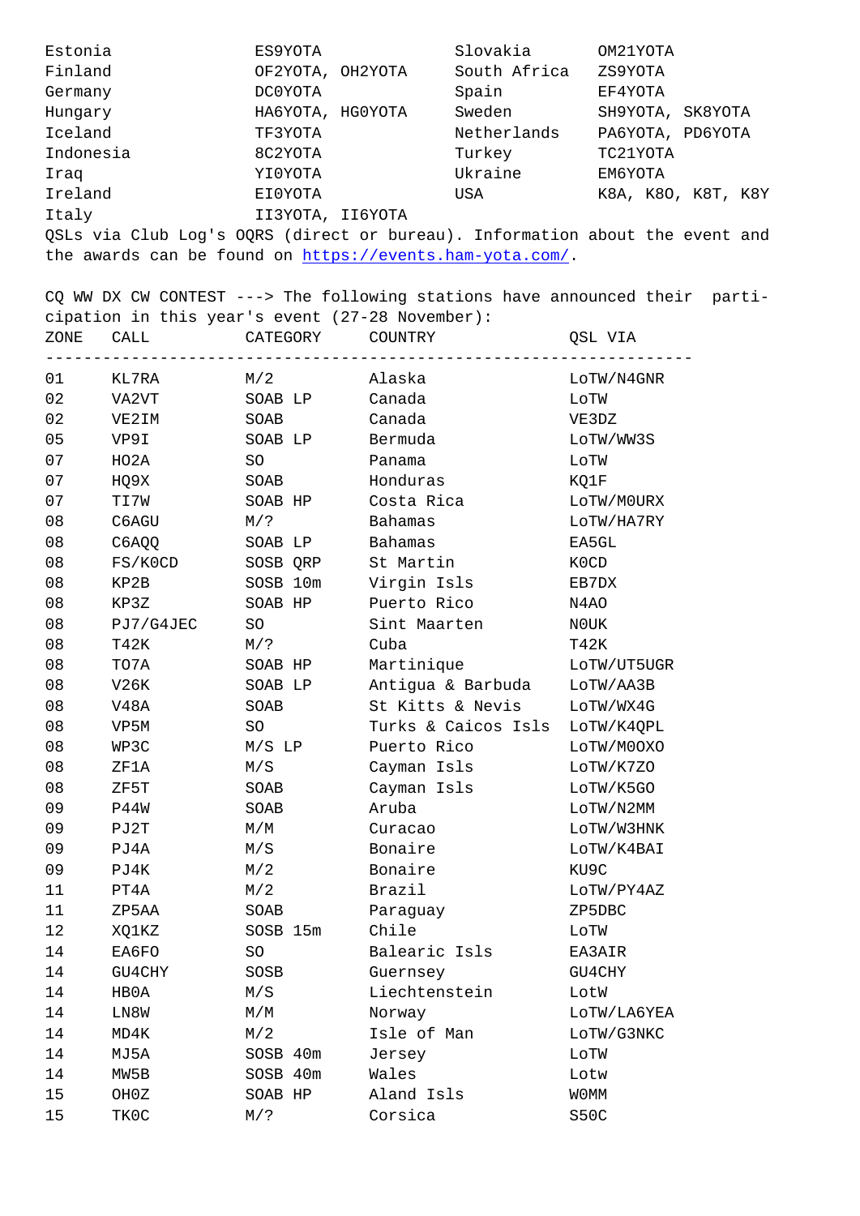| | | | |
|---|---|---|---|
| Estonia | ES9YOTA | Slovakia | OM21YOTA |
| Finland | OF2YOTA, OH2YOTA | South Africa | ZS9YOTA |
| Germany | DC0YOTA | Spain | EF4YOTA |
| Hungary | HA6YOTA, HG0YOTA | Sweden | SH9YOTA, SK8YOTA |
| Iceland | TF3YOTA | Netherlands | PA6YOTA, PD6YOTA |
| Indonesia | 8C2YOTA | Turkey | TC21YOTA |
| Iraq | YI0YOTA | Ukraine | EM6YOTA |
| Ireland | EI0YOTA | USA | K8A, K8O, K8T, K8Y |
| Italy | II3YOTA, II6YOTA | | |

QSLs via Club Log's OQRS (direct or bureau). Information about the event and the awards can be found on https://events.ham-yota.com/.

CQ WW DX CW CONTEST ---> The following stations have announced their participation in this year's event (27-28 November):

| ZONE | CALL | CATEGORY | COUNTRY | QSL VIA |
|---|---|---|---|---|
| 01 | KL7RA | M/2 | Alaska | LoTW/N4GNR |
| 02 | VA2VT | SOAB LP | Canada | LoTW |
| 02 | VE2IM | SOAB | Canada | VE3DZ |
| 05 | VP9I | SOAB LP | Bermuda | LoTW/WW3S |
| 07 | HO2A | SO | Panama | LoTW |
| 07 | HQ9X | SOAB | Honduras | KQ1F |
| 07 | TI7W | SOAB HP | Costa Rica | LoTW/M0URX |
| 08 | C6AGU | M/? | Bahamas | LoTW/HA7RY |
| 08 | C6AQQ | SOAB LP | Bahamas | EA5GL |
| 08 | FS/K0CD | SOSB QRP | St Martin | K0CD |
| 08 | KP2B | SOSB 10m | Virgin Isls | EB7DX |
| 08 | KP3Z | SOAB HP | Puerto Rico | N4AO |
| 08 | PJ7/G4JEC | SO | Sint Maarten | N0UK |
| 08 | T42K | M/? | Cuba | T42K |
| 08 | TO7A | SOAB HP | Martinique | LoTW/UT5UGR |
| 08 | V26K | SOAB LP | Antigua & Barbuda | LoTW/AA3B |
| 08 | V48A | SOAB | St Kitts & Nevis | LoTW/WX4G |
| 08 | VP5M | SO | Turks & Caicos Isls | LoTW/K4QPL |
| 08 | WP3C | M/S LP | Puerto Rico | LoTW/M0OXO |
| 08 | ZF1A | M/S | Cayman Isls | LoTW/K7ZO |
| 08 | ZF5T | SOAB | Cayman Isls | LoTW/K5GO |
| 09 | P44W | SOAB | Aruba | LoTW/N2MM |
| 09 | PJ2T | M/M | Curacao | LoTW/W3HNK |
| 09 | PJ4A | M/S | Bonaire | LoTW/K4BAI |
| 09 | PJ4K | M/2 | Bonaire | KU9C |
| 11 | PT4A | M/2 | Brazil | LoTW/PY4AZ |
| 11 | ZP5AA | SOAB | Paraguay | ZP5DBC |
| 12 | XQ1KZ | SOSB 15m | Chile | LoTW |
| 14 | EA6FO | SO | Balearic Isls | EA3AIR |
| 14 | GU4CHY | SOSB | Guernsey | GU4CHY |
| 14 | HB0A | M/S | Liechtenstein | LotW |
| 14 | LN8W | M/M | Norway | LoTW/LA6YEA |
| 14 | MD4K | M/2 | Isle of Man | LoTW/G3NKC |
| 14 | MJ5A | SOSB 40m | Jersey | LoTW |
| 14 | MW5B | SOSB 40m | Wales | Lotw |
| 15 | OH0Z | SOAB HP | Aland Isls | W0MM |
| 15 | TK0C | M/? | Corsica | S50C |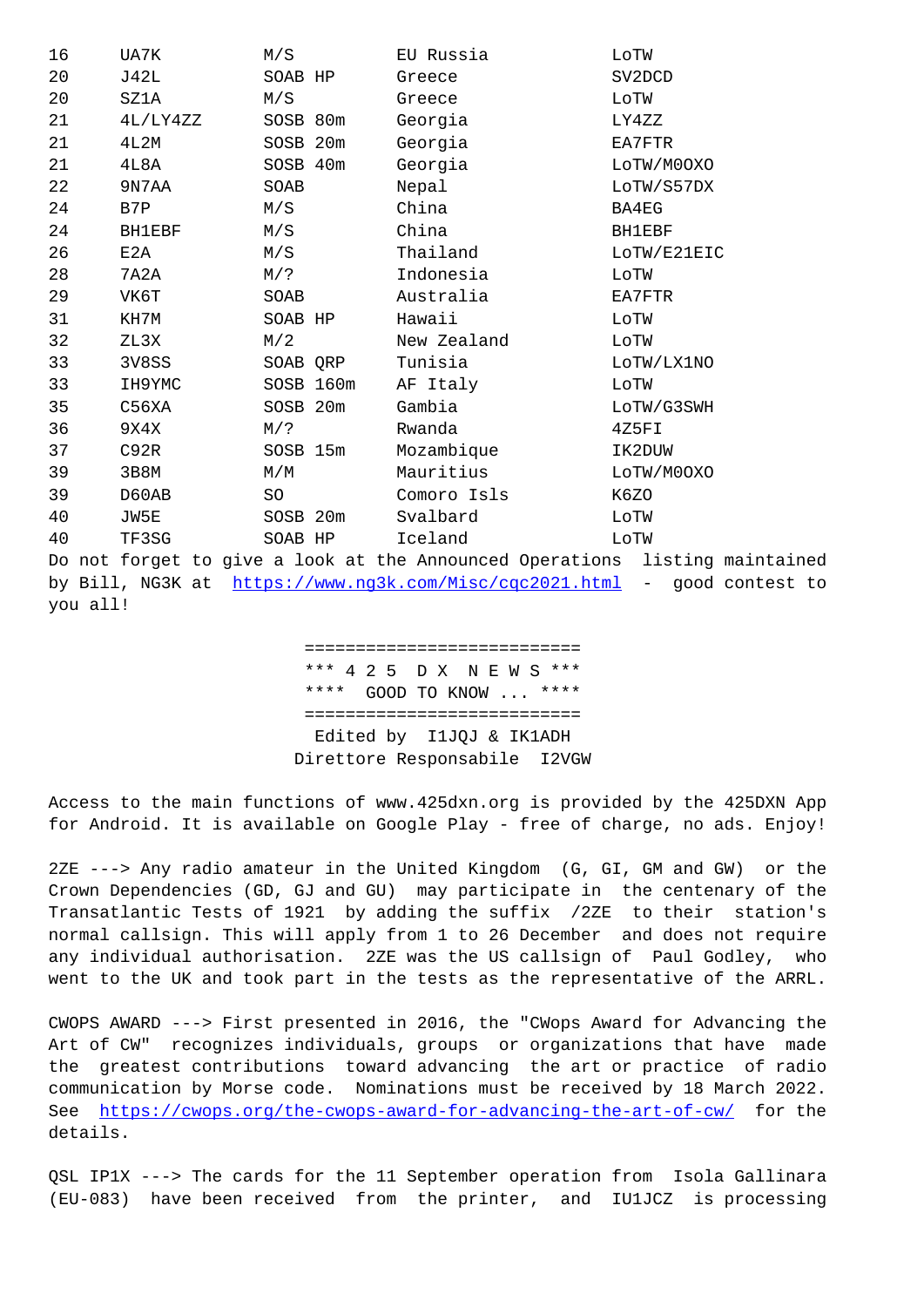| | | | | |
|---|---|---|---|---|
| 16 | UA7K | M/S | EU Russia | LoTW |
| 20 | J42L | SOAB HP | Greece | SV2DCD |
| 20 | SZ1A | M/S | Greece | LoTW |
| 21 | 4L/LY4ZZ | SOSB 80m | Georgia | LY4ZZ |
| 21 | 4L2M | SOSB 20m | Georgia | EA7FTR |
| 21 | 4L8A | SOSB 40m | Georgia | LoTW/M0OXO |
| 22 | 9N7AA | SOAB | Nepal | LoTW/S57DX |
| 24 | B7P | M/S | China | BA4EG |
| 24 | BH1EBF | M/S | China | BH1EBF |
| 26 | E2A | M/S | Thailand | LoTW/E21EIC |
| 28 | 7A2A | M/? | Indonesia | LoTW |
| 29 | VK6T | SOAB | Australia | EA7FTR |
| 31 | KH7M | SOAB HP | Hawaii | LoTW |
| 32 | ZL3X | M/2 | New Zealand | LoTW |
| 33 | 3V8SS | SOAB QRP | Tunisia | LoTW/LX1NO |
| 33 | IH9YMC | SOSB 160m | AF Italy | LoTW |
| 35 | C56XA | SOSB 20m | Gambia | LoTW/G3SWH |
| 36 | 9X4X | M/? | Rwanda | 4Z5FI |
| 37 | C92R | SOSB 15m | Mozambique | IK2DUW |
| 39 | 3B8M | M/M | Mauritius | LoTW/M0OXO |
| 39 | D60AB | SO | Comoro Isls | K6ZO |
| 40 | JW5E | SOSB 20m | Svalbard | LoTW |
| 40 | TF3SG | SOAB HP | Iceland | LoTW |

Do not forget to give a look at the Announced Operations listing maintained by Bill, NG3K at https://www.ng3k.com/Misc/cqc2021.html - good contest to you all!

```
===========================
*** 4 2 5  D X  N E W S ***
****  GOOD TO KNOW ... ****
===========================
```

Edited by I1JQJ & IK1ADH
Direttore Responsabile I2VGW

Access to the main functions of www.425dxn.org is provided by the 425DXN App for Android. It is available on Google Play - free of charge, no ads. Enjoy!

2ZE ---> Any radio amateur in the United Kingdom (G, GI, GM and GW) or the Crown Dependencies (GD, GJ and GU) may participate in the centenary of the Transatlantic Tests of 1921 by adding the suffix /2ZE to their station's normal callsign. This will apply from 1 to 26 December and does not require any individual authorisation. 2ZE was the US callsign of Paul Godley, who went to the UK and took part in the tests as the representative of the ARRL.

CWOPS AWARD ---> First presented in 2016, the "CWops Award for Advancing the Art of CW" recognizes individuals, groups or organizations that have made the greatest contributions toward advancing the art or practice of radio communication by Morse code. Nominations must be received by 18 March 2022. See https://cwops.org/the-cwops-award-for-advancing-the-art-of-cw/ for the details.

QSL IP1X ---> The cards for the 11 September operation from Isola Gallinara (EU-083) have been received from the printer, and IU1JCZ is processing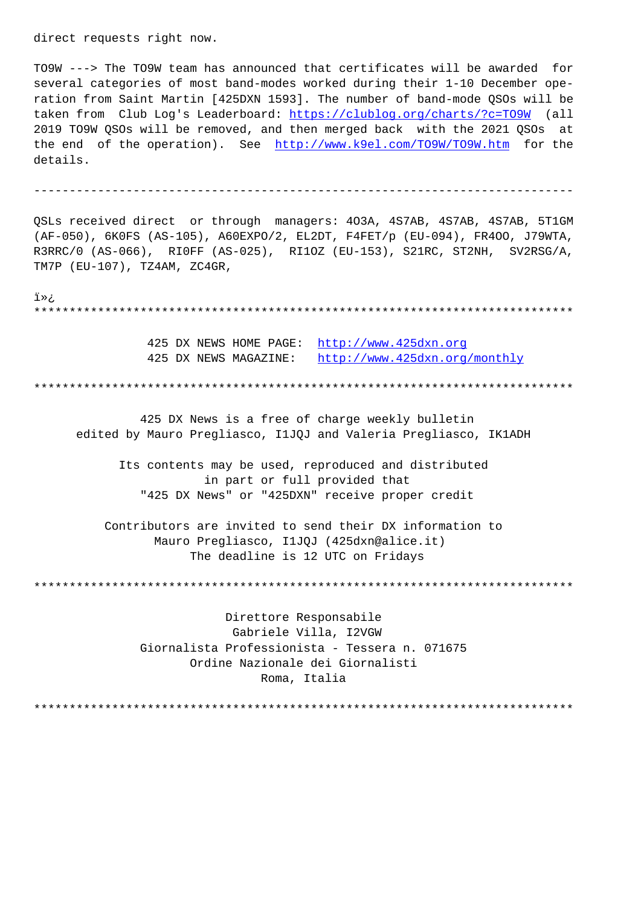direct requests right now.

TO9W ---> The TO9W team has announced that certificates will be awarded for several categories of most band-modes worked during their 1-10 December operation from Saint Martin [425DXN 1593]. The number of band-mode QSOs will be taken from Club Log's Leaderboard: https://clublog.org/charts/?c=TO9W (all 2019 TO9W QSOs will be removed, and then merged back with the 2021 QSOs at the end of the operation). See http://www.k9el.com/TO9W/TO9W.htm for the details.

---

QSLs received direct or through managers: 4O3A, 4S7AB, 4S7AB, 4S7AB, 5T1GM (AF-050), 6K0FS (AS-105), A60EXPO/2, EL2DT, F4FET/p (EU-094), FR4OO, J79WTA, R3RRC/0 (AS-066), RI0FF (AS-025), RI1OZ (EU-153), S21RC, ST2NH, SV2RSG/A, TM7P (EU-107), TZ4AM, ZC4GR,

ï»¿

******************************************************************************

425 DX NEWS HOME PAGE: http://www.425dxn.org
425 DX NEWS MAGAZINE: http://www.425dxn.org/monthly

******************************************************************************

425 DX News is a free of charge weekly bulletin
edited by Mauro Pregliasco, I1JQJ and Valeria Pregliasco, IK1ADH

Its contents may be used, reproduced and distributed
in part or full provided that
"425 DX News" or "425DXN" receive proper credit

Contributors are invited to send their DX information to
Mauro Pregliasco, I1JQJ (425dxn@alice.it)
The deadline is 12 UTC on Fridays

******************************************************************************

Direttore Responsabile
Gabriele Villa, I2VGW
Giornalista Professionista - Tessera n. 071675
Ordine Nazionale dei Giornalisti
Roma, Italia

******************************************************************************